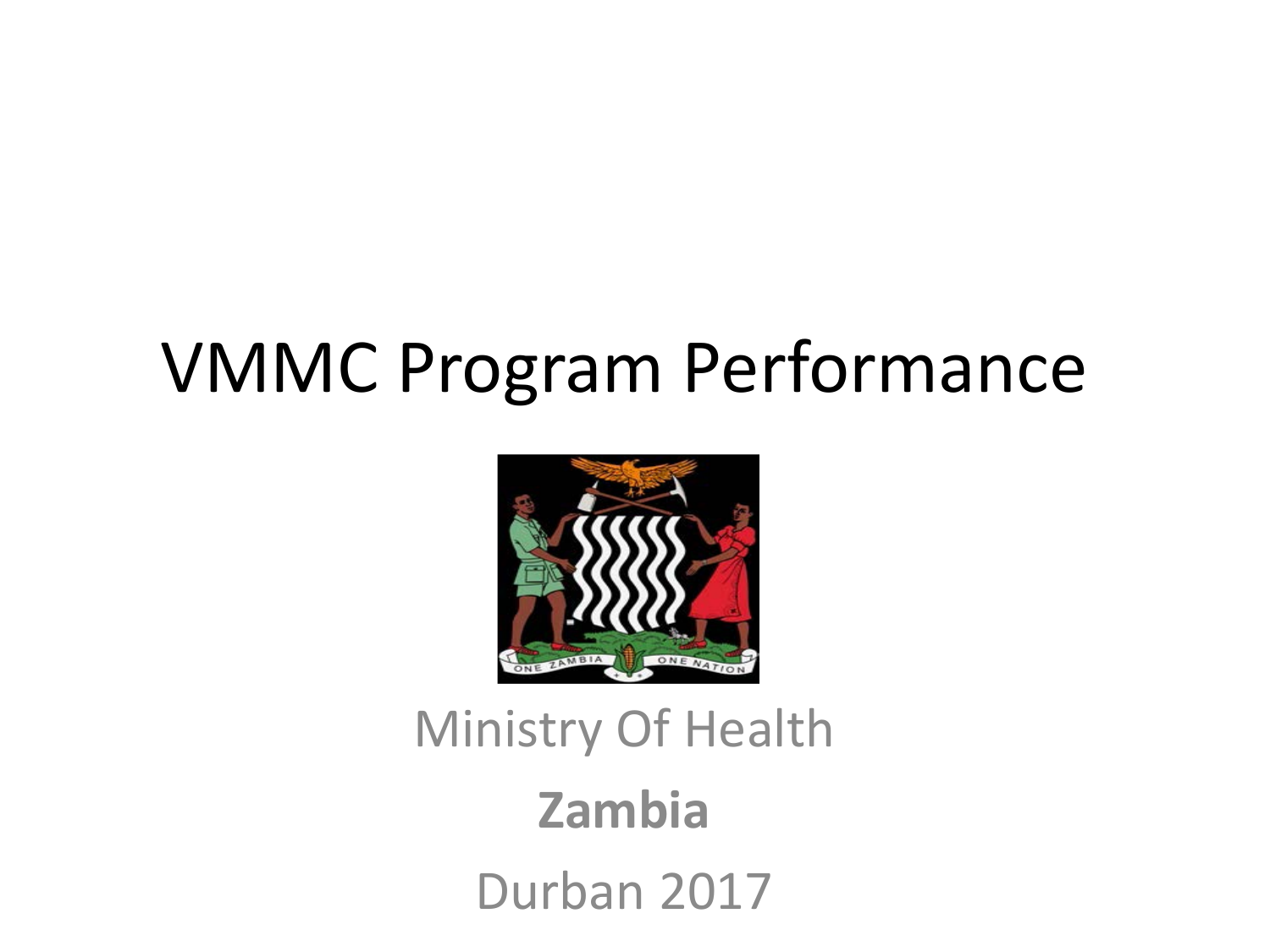# VMMC Program Performance

Ministry Of Health

**Zambia**

Durban 2017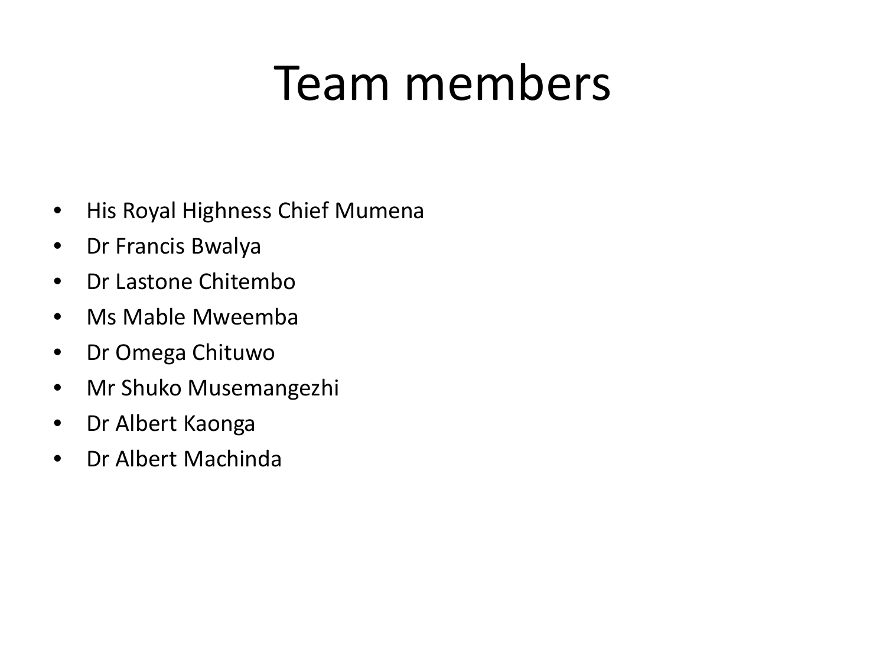# Team members

- His Royal Highness Chief Mumena
- Dr Francis Bwalya
- Dr Lastone Chitembo
- Ms Mable Mweemba
- Dr Omega Chituwo
- Mr Shuko Musemangezhi
- Dr Albert Kaonga
- Dr Albert Machinda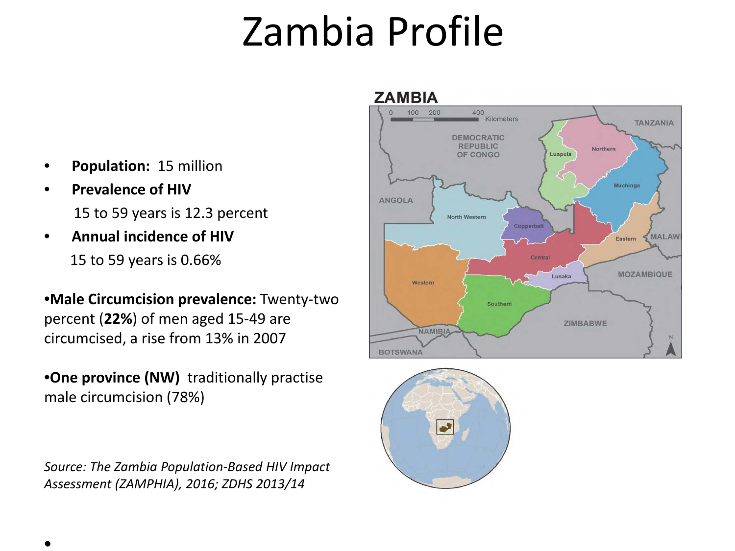# Zambia Profile

- **Population:** 15 million
- **Prevalence of HIV**

  15 to 59 years is 12.3 percent
- **Annual incidence of HIV**

  15 to 59 years is 0.66%

•**Male Circumcision prevalence:** Twenty-two percent (**22%**) of men aged 15-49 are circumcised, a rise from 13% in 2007

•**One province (NW)** traditionally practise male circumcision (78%)

*Source: The Zambia Population-Based HIV Impact Assessment (ZAMPHIA), 2016; ZDHS 2013/14*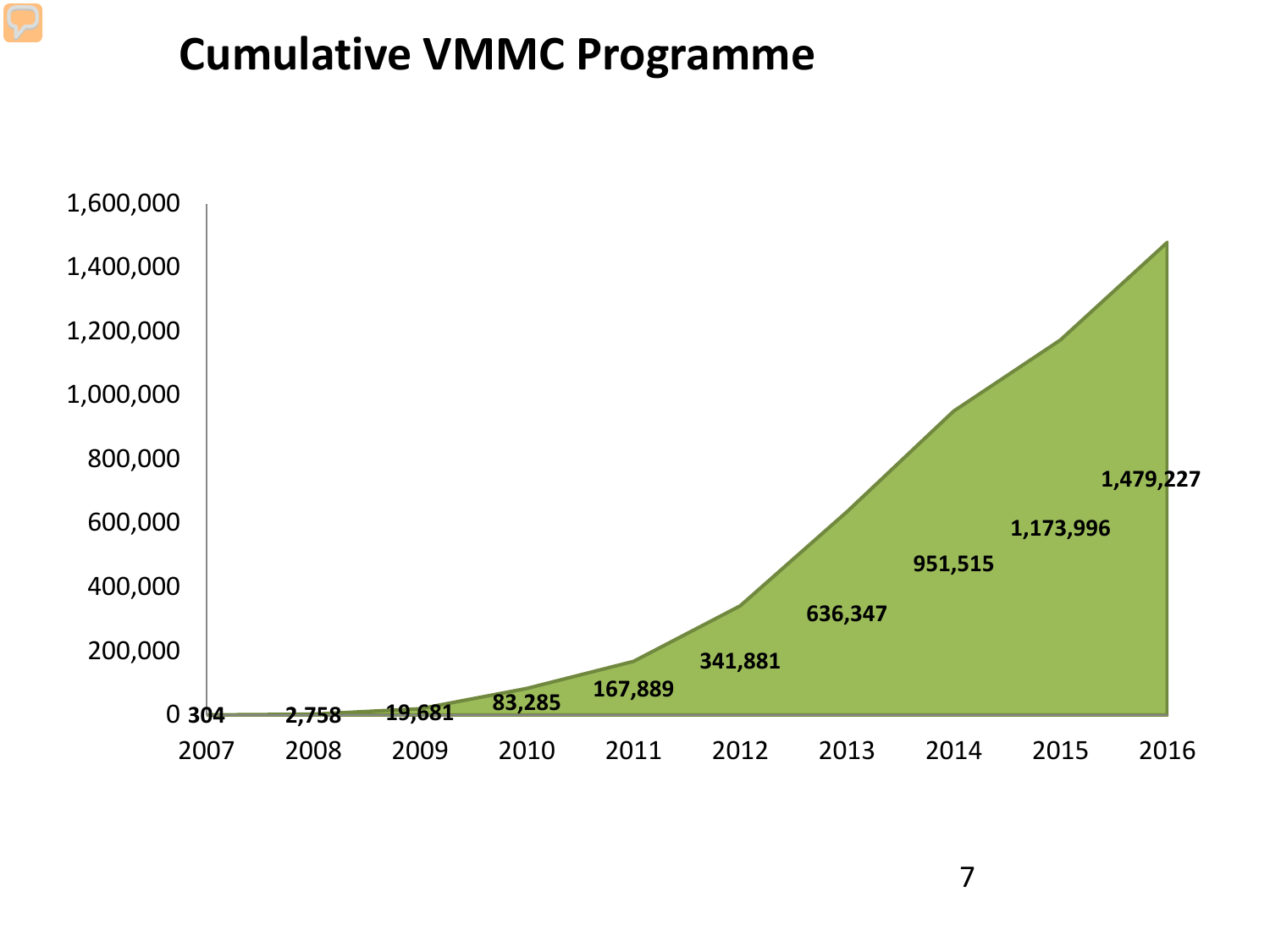# Cumulative VMMC Programme

| Year | Cumulative VMMC |
| --- | --- |
| 2007 | 304 |
| 2008 | 2,758 |
| 2009 | 19,681 |
| 2010 | 83,285 |
| 2011 | 167,889 |
| 2012 | 341,881 |
| 2013 | 636,347 |
| 2014 | 951,515 |
| 2015 | 1,173,996 |
| 2016 | 1,479,227 |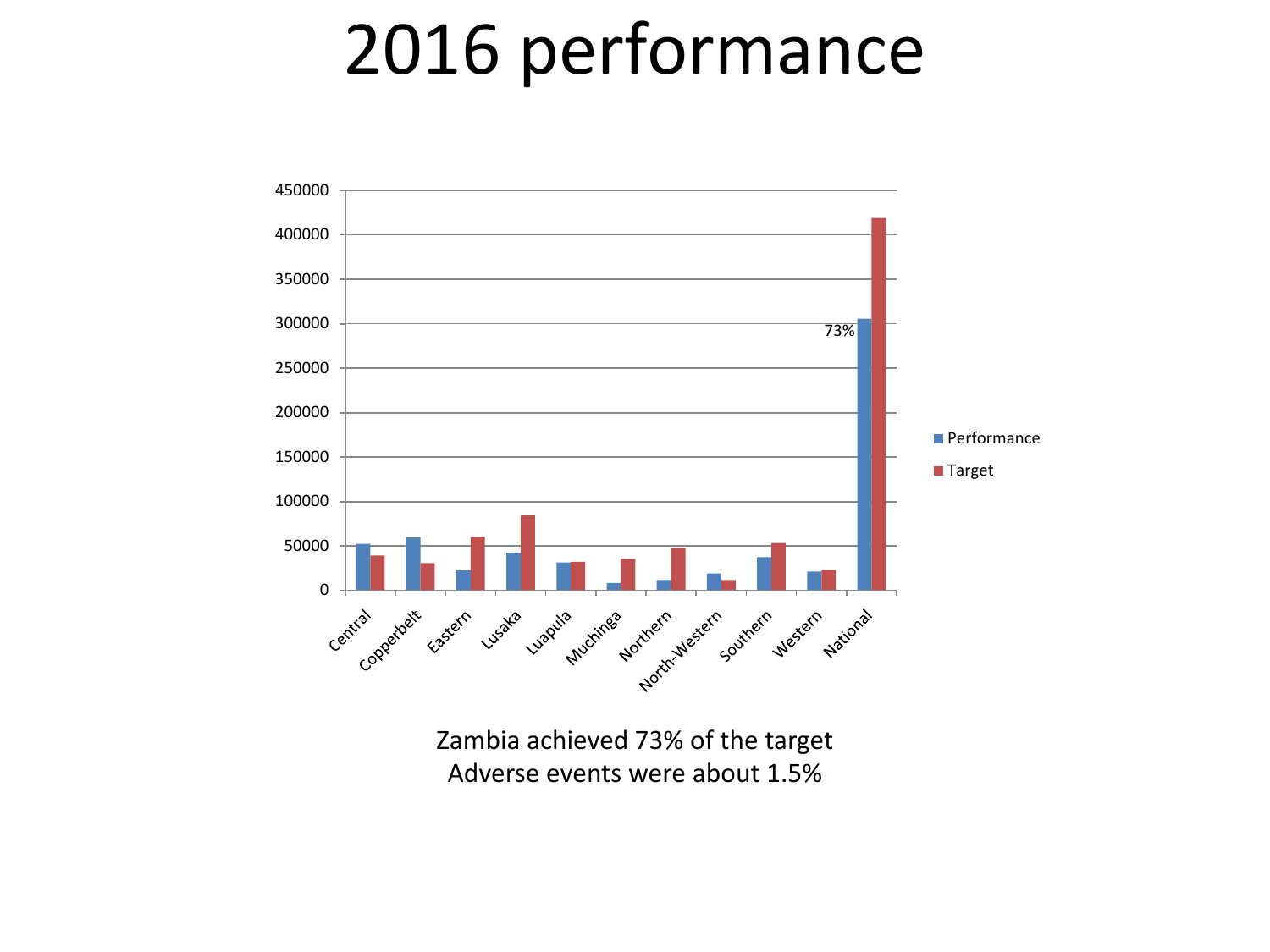# 2016 performance

Zambia achieved 73% of the target
Adverse events were about 1.5%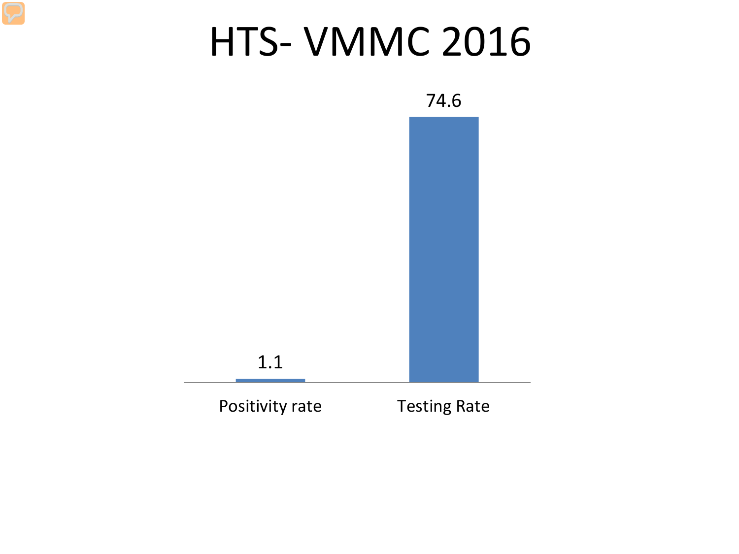# HTS- VMMC 2016

| | Positivity rate | Testing Rate |
|---|---|---|
| Value | 1.1 | 74.6 |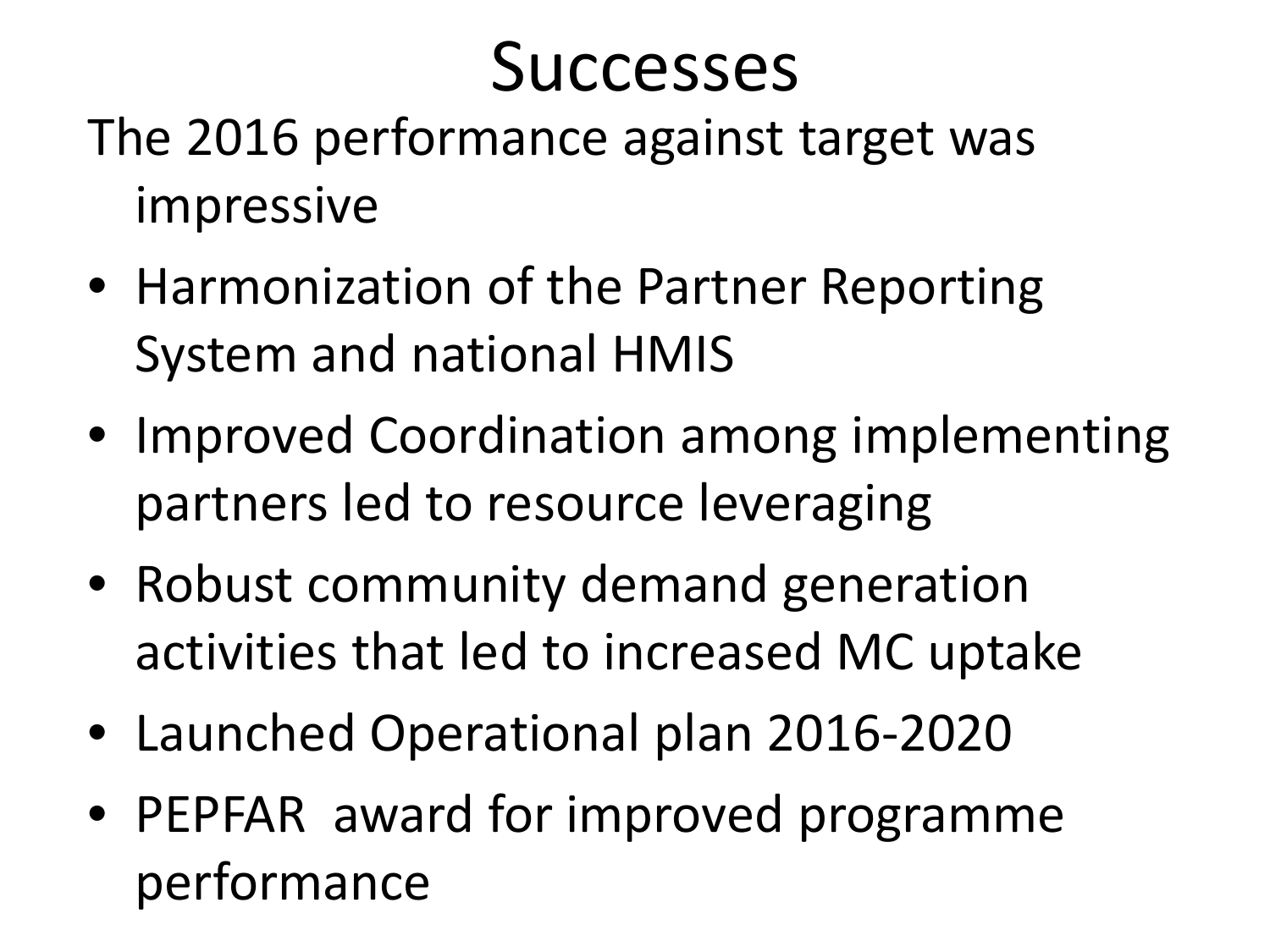# Successes

The 2016 performance against target was impressive

- Harmonization of the Partner Reporting System and national HMIS
- Improved Coordination among implementing partners led to resource leveraging
- Robust community demand generation activities that led to increased MC uptake
- Launched Operational plan 2016-2020
- PEPFAR award for improved programme performance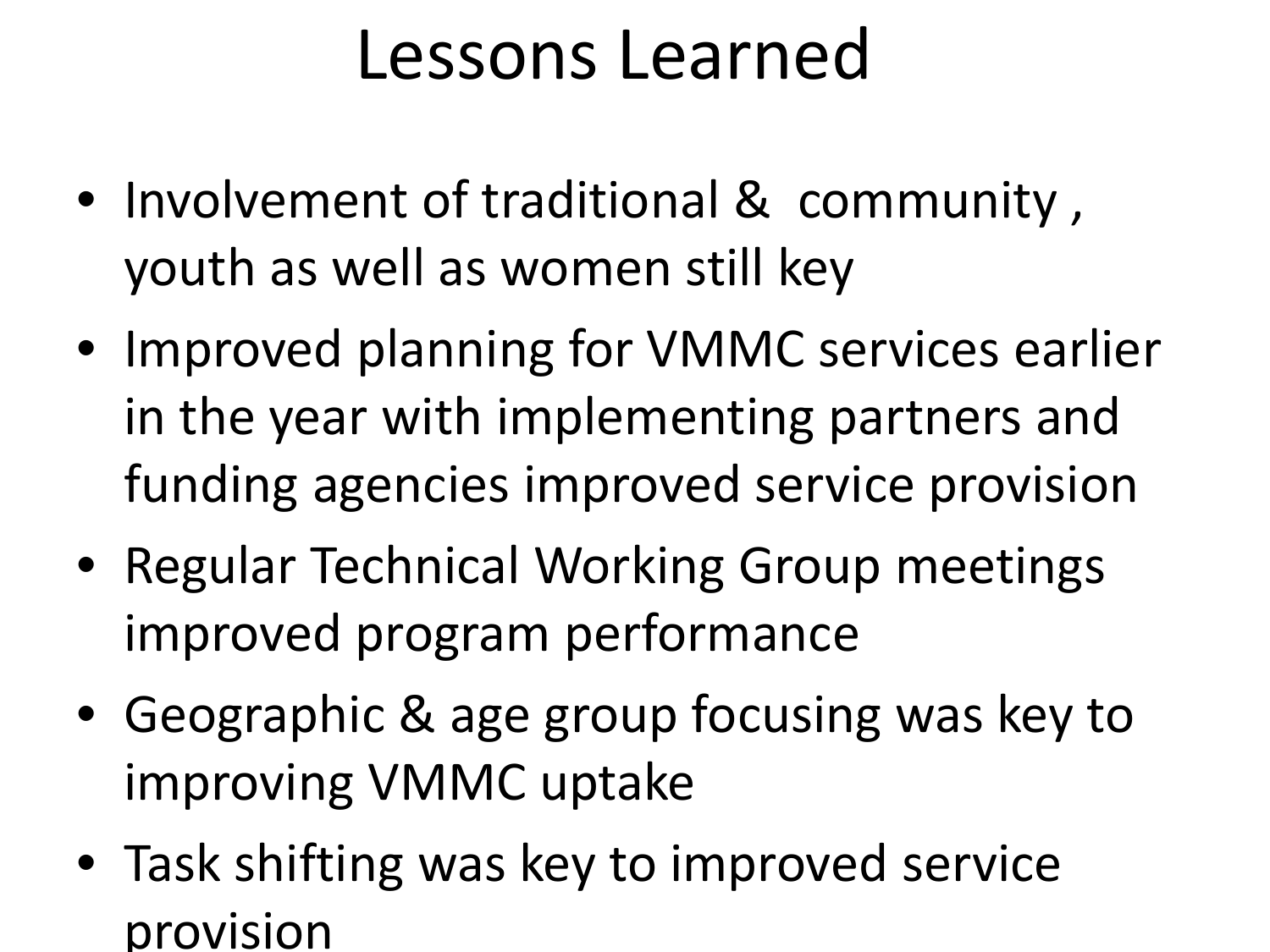# Lessons Learned

- Involvement of traditional & community , youth as well as women still key
- Improved planning for VMMC services earlier in the year with implementing partners and funding agencies improved service provision
- Regular Technical Working Group meetings improved program performance
- Geographic & age group focusing was key to improving VMMC uptake
- Task shifting was key to improved service provision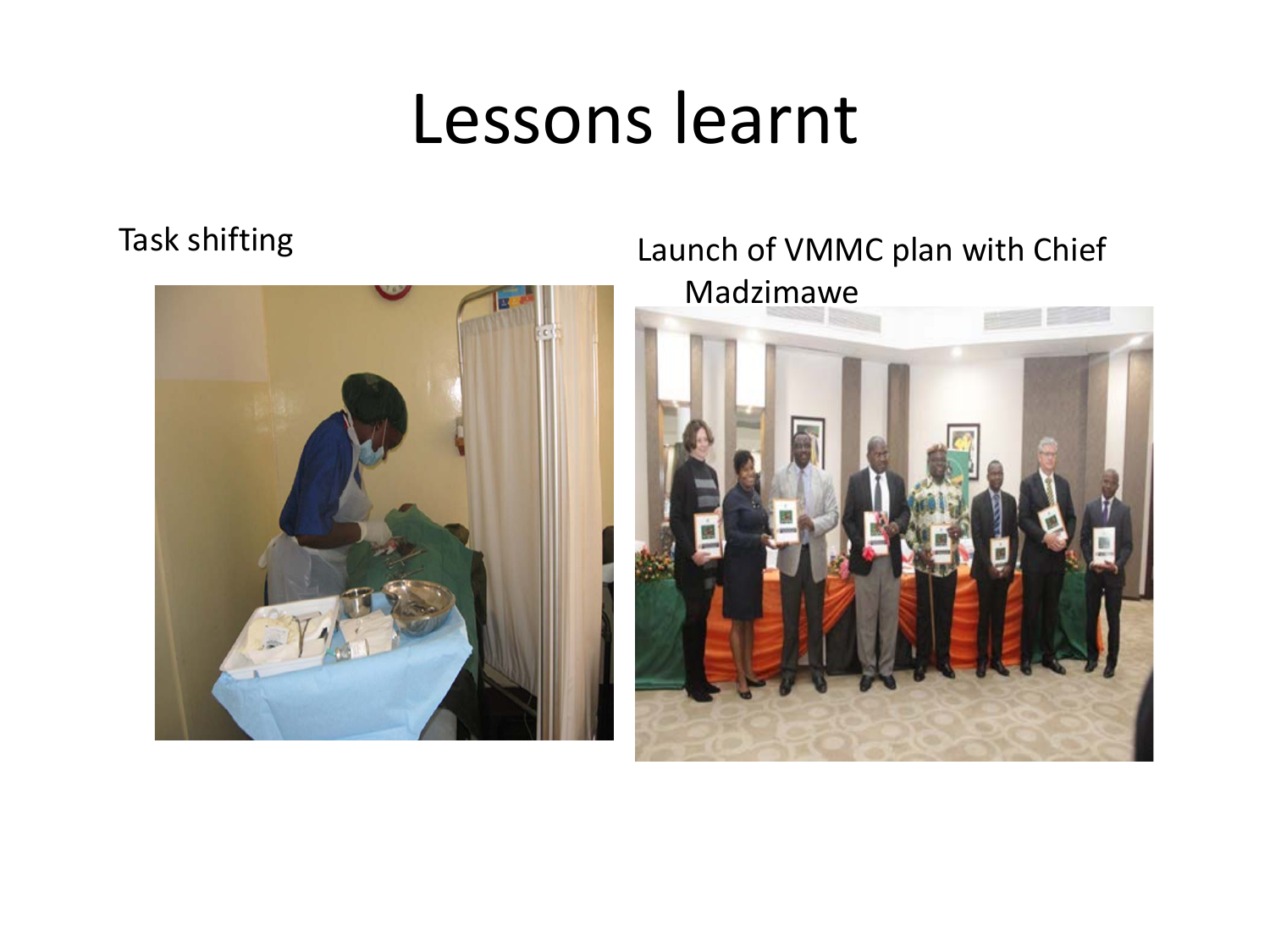# Lessons learnt

Task shifting

Launch of VMMC plan with Chief Madzimawe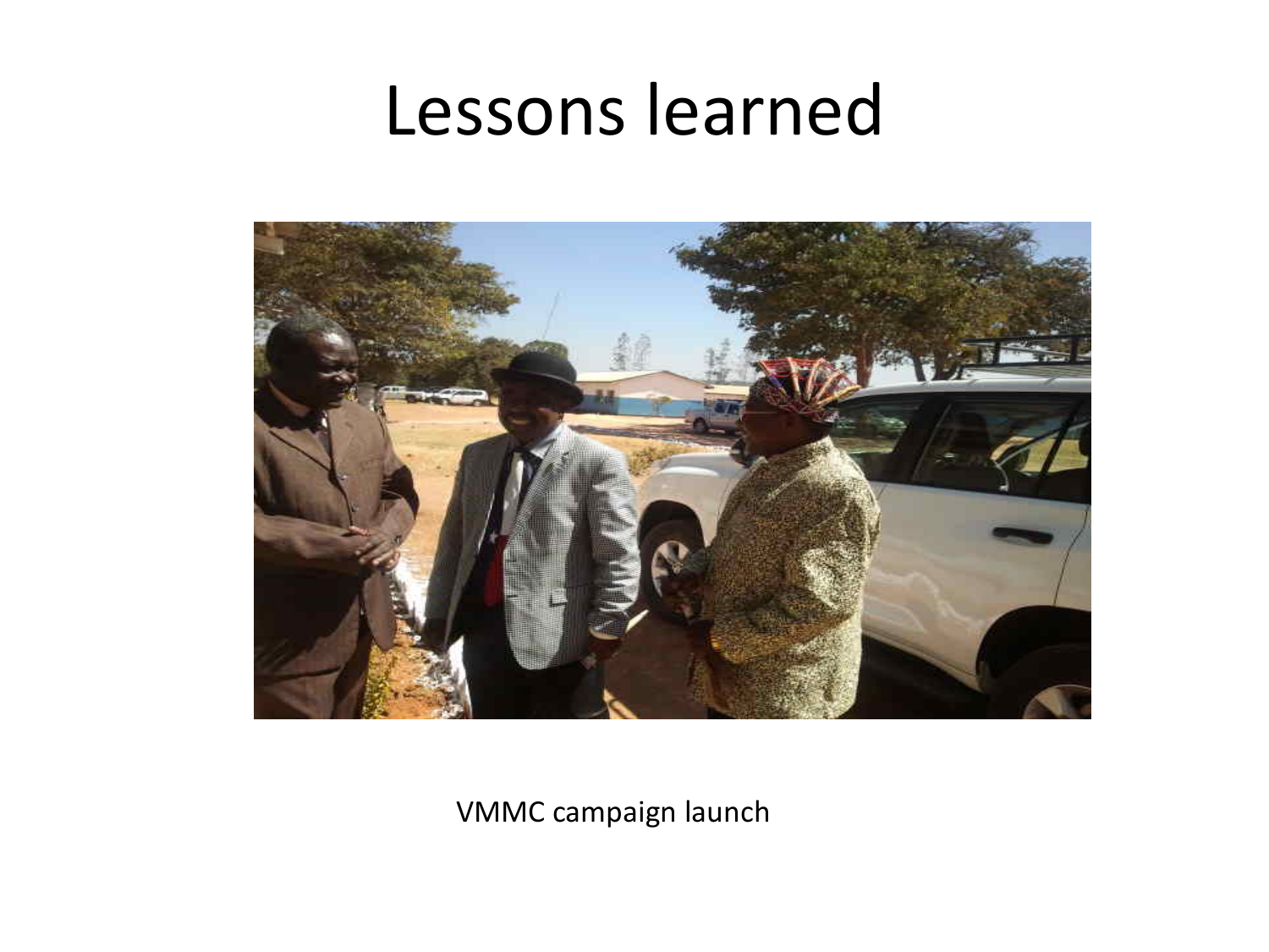# Lessons learned

VMMC campaign launch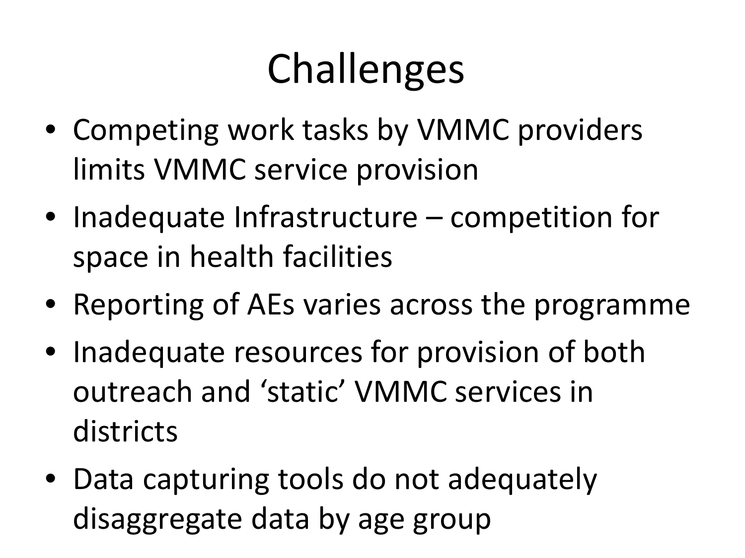# Challenges

- Competing work tasks by VMMC providers limits VMMC service provision
- Inadequate Infrastructure – competition for space in health facilities
- Reporting of AEs varies across the programme
- Inadequate resources for provision of both outreach and 'static' VMMC services in districts
- Data capturing tools do not adequately disaggregate data by age group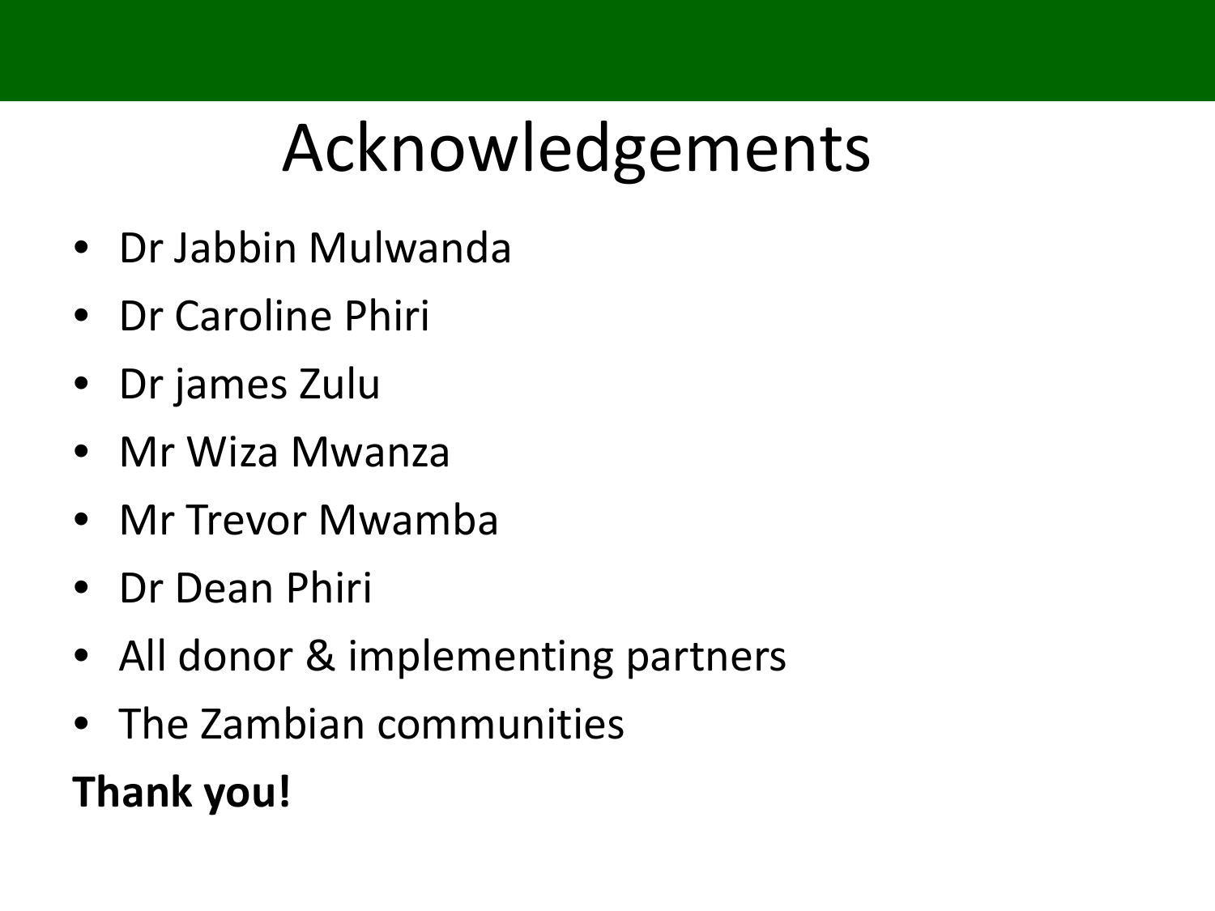# Acknowledgements

- Dr Jabbin Mulwanda
- Dr Caroline Phiri
- Dr james Zulu
- Mr Wiza Mwanza
- Mr Trevor Mwamba
- Dr Dean Phiri
- All donor & implementing partners
- The Zambian communities

**Thank you!**